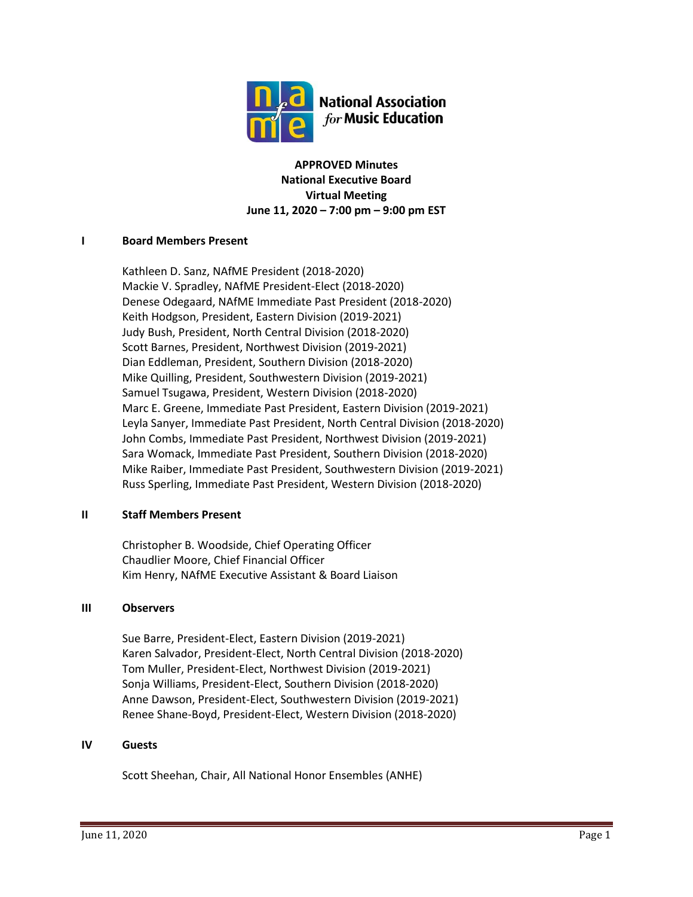National Association *for* Music Education

**APPROVED Minutes**
**National Executive Board**
**Virtual Meeting**
**June 11, 2020 – 7:00 pm – 9:00 pm EST**

## I Board Members Present

Kathleen D. Sanz, NAfME President (2018-2020)
Mackie V. Spradley, NAfME President-Elect (2018-2020)
Denese Odegaard, NAfME Immediate Past President (2018-2020)
Keith Hodgson, President, Eastern Division (2019-2021)
Judy Bush, President, North Central Division (2018-2020)
Scott Barnes, President, Northwest Division (2019-2021)
Dian Eddleman, President, Southern Division (2018-2020)
Mike Quilling, President, Southwestern Division (2019-2021)
Samuel Tsugawa, President, Western Division (2018-2020)
Marc E. Greene, Immediate Past President, Eastern Division (2019-2021)
Leyla Sanyer, Immediate Past President, North Central Division (2018-2020)
John Combs, Immediate Past President, Northwest Division (2019-2021)
Sara Womack, Immediate Past President, Southern Division (2018-2020)
Mike Raiber, Immediate Past President, Southwestern Division (2019-2021)
Russ Sperling, Immediate Past President, Western Division (2018-2020)

## II Staff Members Present

Christopher B. Woodside, Chief Operating Officer
Chaudlier Moore, Chief Financial Officer
Kim Henry, NAfME Executive Assistant & Board Liaison

## III Observers

Sue Barre, President-Elect, Eastern Division (2019-2021)
Karen Salvador, President-Elect, North Central Division (2018-2020)
Tom Muller, President-Elect, Northwest Division (2019-2021)
Sonja Williams, President-Elect, Southern Division (2018-2020)
Anne Dawson, President-Elect, Southwestern Division (2019-2021)
Renee Shane-Boyd, President-Elect, Western Division (2018-2020)

## IV Guests

Scott Sheehan, Chair, All National Honor Ensembles (ANHE)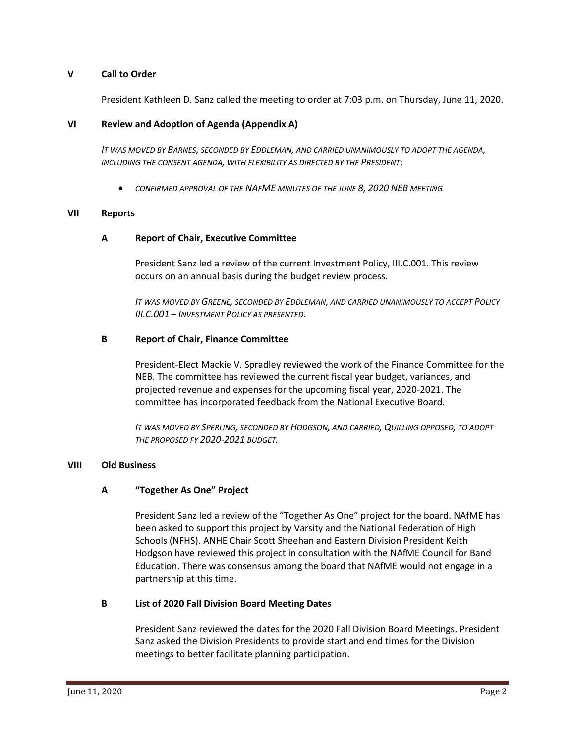## V Call to Order

President Kathleen D. Sanz called the meeting to order at 7:03 p.m. on Thursday, June 11, 2020.

## VI Review and Adoption of Agenda (Appendix A)

*IT WAS MOVED BY BARNES, SECONDED BY EDDLEMAN, AND CARRIED UNANIMOUSLY TO ADOPT THE AGENDA, INCLUDING THE CONSENT AGENDA, WITH FLEXIBILITY AS DIRECTED BY THE PRESIDENT:*

- *CONFIRMED APPROVAL OF THE NAFME MINUTES OF THE JUNE 8, 2020 NEB MEETING*

## VII Reports

### A Report of Chair, Executive Committee

President Sanz led a review of the current Investment Policy, III.C.001. This review occurs on an annual basis during the budget review process.

*IT WAS MOVED BY GREENE, SECONDED BY EDDLEMAN, AND CARRIED UNANIMOUSLY TO ACCEPT POLICY III.C.001 – INVESTMENT POLICY AS PRESENTED.*

### B Report of Chair, Finance Committee

President-Elect Mackie V. Spradley reviewed the work of the Finance Committee for the NEB. The committee has reviewed the current fiscal year budget, variances, and projected revenue and expenses for the upcoming fiscal year, 2020-2021. The committee has incorporated feedback from the National Executive Board.

*IT WAS MOVED BY SPERLING, SECONDED BY HODGSON, AND CARRIED, QUILLING OPPOSED, TO ADOPT THE PROPOSED FY 2020-2021 BUDGET.*

## VIII Old Business

### A "Together As One" Project

President Sanz led a review of the "Together As One" project for the board. NAfME has been asked to support this project by Varsity and the National Federation of High Schools (NFHS). ANHE Chair Scott Sheehan and Eastern Division President Keith Hodgson have reviewed this project in consultation with the NAfME Council for Band Education. There was consensus among the board that NAfME would not engage in a partnership at this time.

### B List of 2020 Fall Division Board Meeting Dates

President Sanz reviewed the dates for the 2020 Fall Division Board Meetings. President Sanz asked the Division Presidents to provide start and end times for the Division meetings to better facilitate planning participation.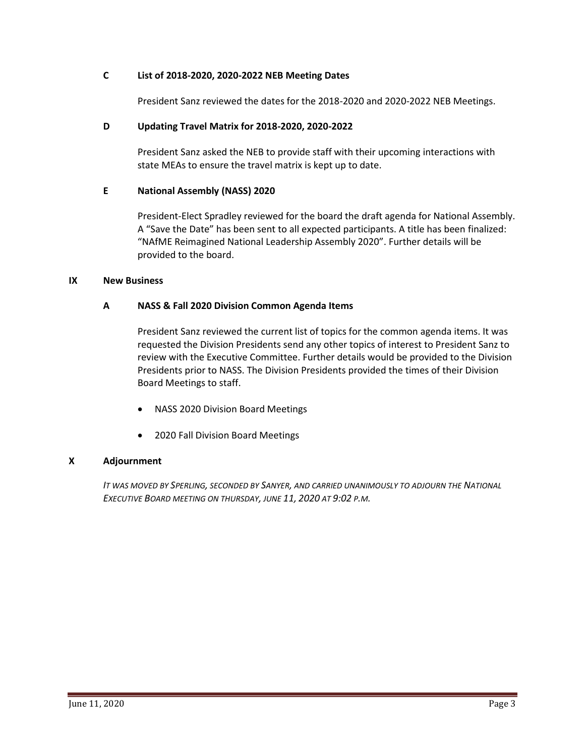### C List of 2018-2020, 2020-2022 NEB Meeting Dates

President Sanz reviewed the dates for the 2018-2020 and 2020-2022 NEB Meetings.

### D Updating Travel Matrix for 2018-2020, 2020-2022

President Sanz asked the NEB to provide staff with their upcoming interactions with state MEAs to ensure the travel matrix is kept up to date.

### E National Assembly (NASS) 2020

President-Elect Spradley reviewed for the board the draft agenda for National Assembly. A "Save the Date" has been sent to all expected participants. A title has been finalized: "NAfME Reimagined National Leadership Assembly 2020". Further details will be provided to the board.

## IX New Business

### A NASS & Fall 2020 Division Common Agenda Items

President Sanz reviewed the current list of topics for the common agenda items. It was requested the Division Presidents send any other topics of interest to President Sanz to review with the Executive Committee. Further details would be provided to the Division Presidents prior to NASS. The Division Presidents provided the times of their Division Board Meetings to staff.

- NASS 2020 Division Board Meetings
- 2020 Fall Division Board Meetings

## X Adjournment

*IT WAS MOVED BY SPERLING, SECONDED BY SANYER, AND CARRIED UNANIMOUSLY TO ADJOURN THE NATIONAL EXECUTIVE BOARD MEETING ON THURSDAY, JUNE 11, 2020 AT 9:02 P.M.*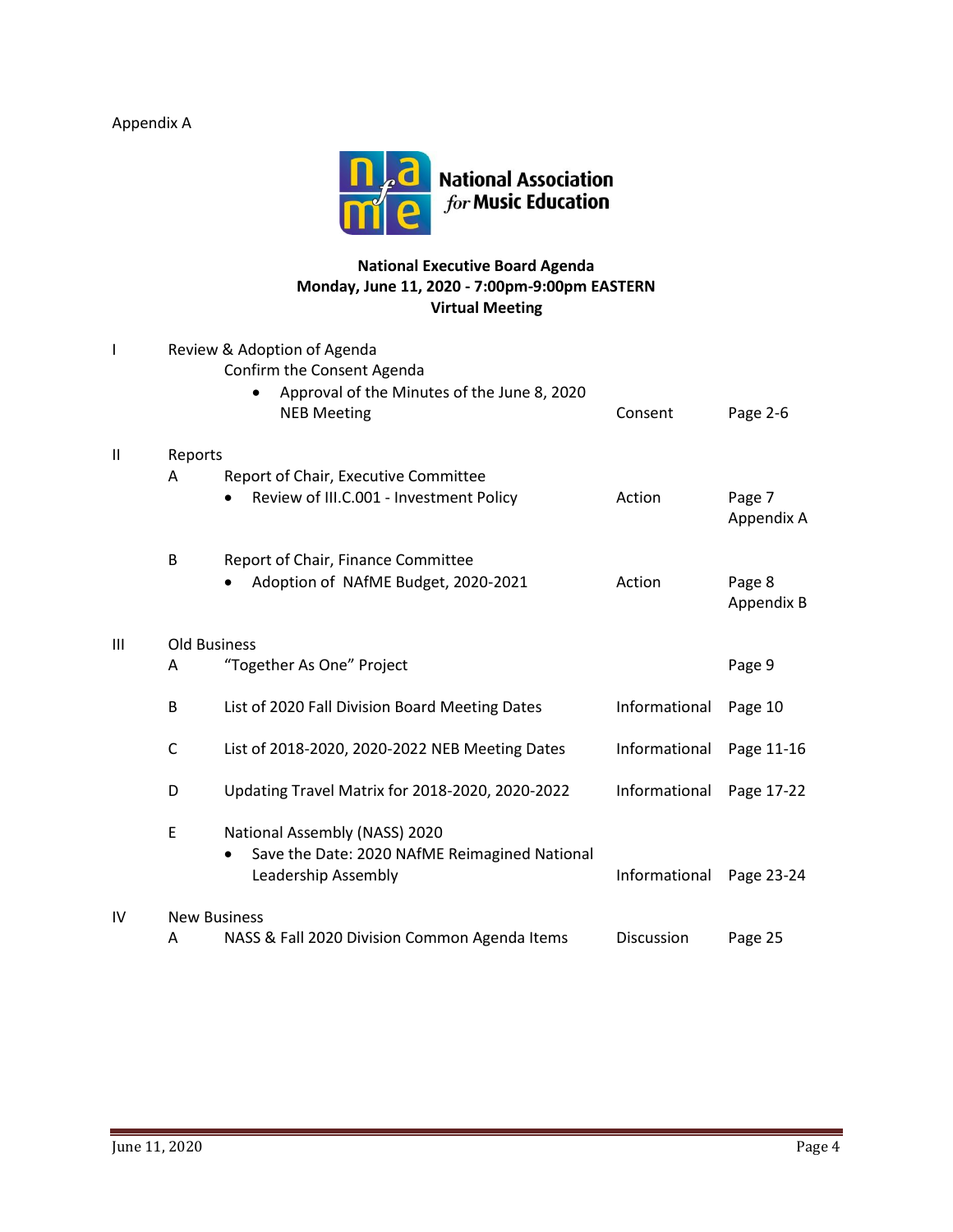Appendix A

National Association for Music Education

**National Executive Board Agenda**
**Monday, June 11, 2020 - 7:00pm-9:00pm EASTERN**
**Virtual Meeting**

| | | | | |
|---|---|---|---|---|
| I | | Review & Adoption of Agenda<br>Confirm the Consent Agenda<br>• Approval of the Minutes of the June 8, 2020 NEB Meeting | Consent | Page 2-6 |
| II | | Reports | | |
| | A | Report of Chair, Executive Committee<br>• Review of III.C.001 - Investment Policy | Action | Page 7<br>Appendix A |
| | B | Report of Chair, Finance Committee<br>• Adoption of NAfME Budget, 2020-2021 | Action | Page 8<br>Appendix B |
| III | | Old Business | | |
| | A | "Together As One" Project | | Page 9 |
| | B | List of 2020 Fall Division Board Meeting Dates | Informational | Page 10 |
| | C | List of 2018-2020, 2020-2022 NEB Meeting Dates | Informational | Page 11-16 |
| | D | Updating Travel Matrix for 2018-2020, 2020-2022 | Informational | Page 17-22 |
| | E | National Assembly (NASS) 2020<br>• Save the Date: 2020 NAfME Reimagined National Leadership Assembly | Informational | Page 23-24 |
| IV | | New Business | | |
| | A | NASS & Fall 2020 Division Common Agenda Items | Discussion | Page 25 |